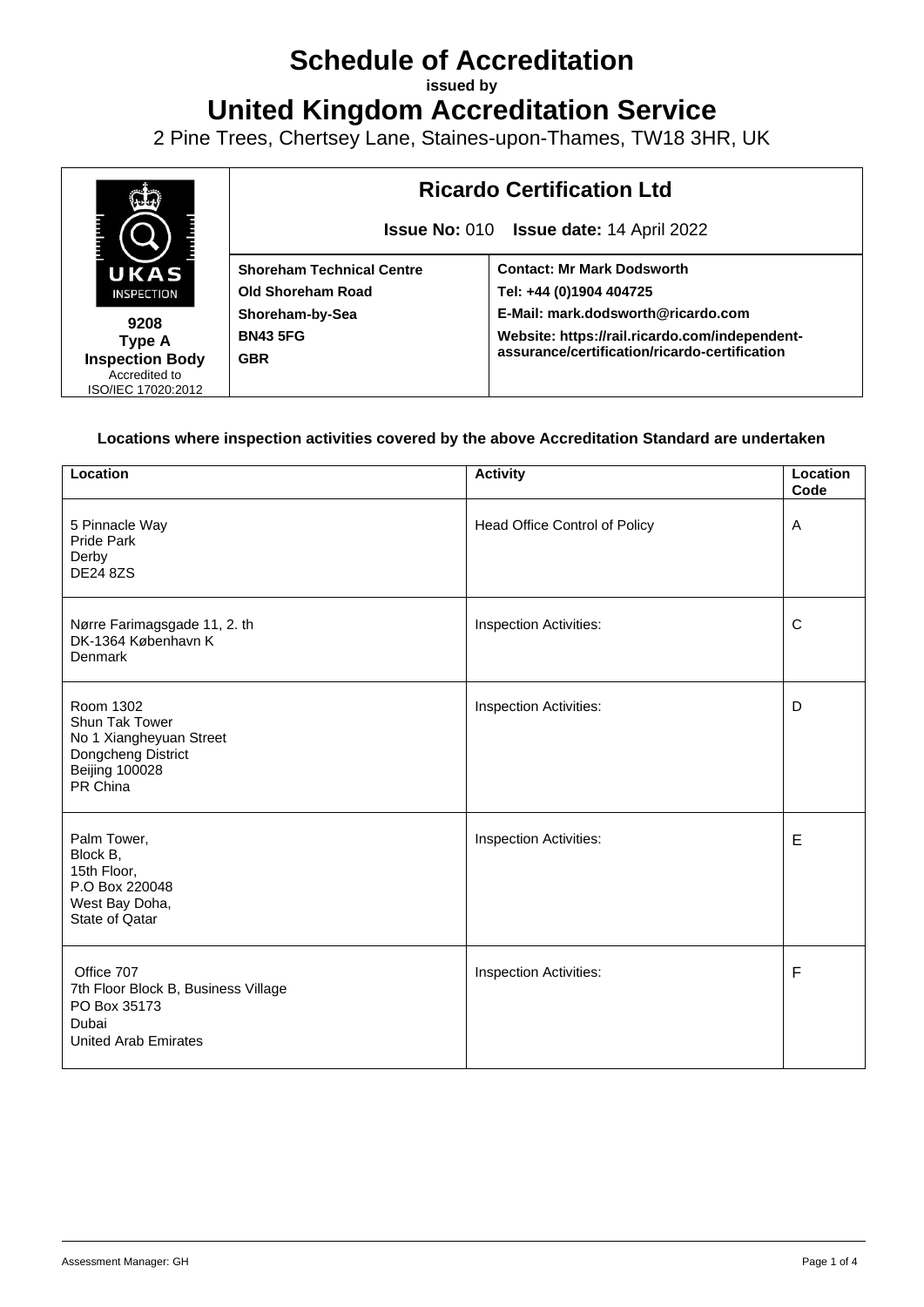# Schedule of Accreditation

**issued by**

# United Kingdom Accreditation Service

2 Pine Trees, Chertsey Lane, Staines-upon-Thames, TW18 3HR, UK

| | | |
|---|---|---|
| UKAS INSPECTION<br>**9208**<br>**Type A**<br>**Inspection Body**<br>Accredited to<br>ISO/IEC 17020:2012 | **Ricardo Certification Ltd**<br>**Issue No:** 010 **Issue date:** 14 April 2022 | |
| | **Shoreham Technical Centre**<br>**Old Shoreham Road**<br>**Shoreham-by-Sea**<br>**BN43 5FG**<br>**GBR** | **Contact: Mr Mark Dodsworth**<br>**Tel: +44 (0)1904 404725**<br>**E-Mail: mark.dodsworth@ricardo.com**<br>**Website: https://rail.ricardo.com/independent-assurance/certification/ricardo-certification** |

**Locations where inspection activities covered by the above Accreditation Standard are undertaken**

| Location | Activity | Location Code |
|---|---|---|
| 5 Pinnacle Way<br>Pride Park<br>Derby<br>DE24 8ZS | Head Office Control of Policy | A |
| Nørre Farimagsgade 11, 2. th<br>DK-1364 København K<br>Denmark | Inspection Activities: | C |
| Room 1302<br>Shun Tak Tower<br>No 1 Xiangheyuan Street<br>Dongcheng District<br>Beijing 100028<br>PR China | Inspection Activities: | D |
| Palm Tower,<br>Block B,<br>15th Floor,<br>P.O Box 220048<br>West Bay Doha,<br>State of Qatar | Inspection Activities: | E |
| Office 707<br>7th Floor Block B, Business Village<br>PO Box 35173<br>Dubai<br>United Arab Emirates | Inspection Activities: | F |

Assessment Manager: GH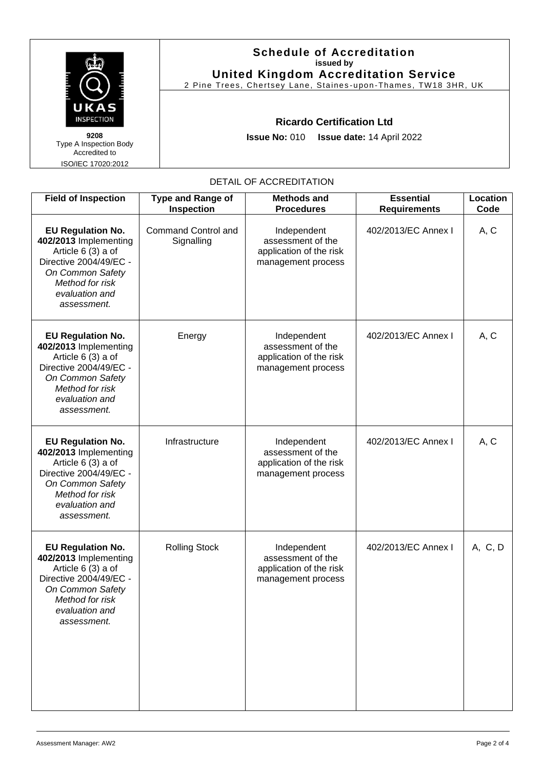**Schedule of Accreditation**
**issued by**
**United Kingdom Accreditation Service**
2 Pine Trees, Chertsey Lane, Staines-upon-Thames, TW18 3HR, UK

**9208**
Type A Inspection Body
Accredited to
ISO/IEC 17020:2012

**Ricardo Certification Ltd**

**Issue No:** 010 **Issue date:** 14 April 2022

DETAIL OF ACCREDITATION

| Field of Inspection | Type and Range of Inspection | Methods and Procedures | Essential Requirements | Location Code |
|---|---|---|---|---|
| **EU Regulation No. 402/2013** Implementing Article 6 (3) a of Directive 2004/49/EC - *On Common Safety Method for risk evaluation and assessment.* | Command Control and Signalling | Independent assessment of the application of the risk management process | 402/2013/EC Annex I | A, C |
| **EU Regulation No. 402/2013** Implementing Article 6 (3) a of Directive 2004/49/EC - *On Common Safety Method for risk evaluation and assessment.* | Energy | Independent assessment of the application of the risk management process | 402/2013/EC Annex I | A, C |
| **EU Regulation No. 402/2013** Implementing Article 6 (3) a of Directive 2004/49/EC - *On Common Safety Method for risk evaluation and assessment.* | Infrastructure | Independent assessment of the application of the risk management process | 402/2013/EC Annex I | A, C |
| **EU Regulation No. 402/2013** Implementing Article 6 (3) a of Directive 2004/49/EC - *On Common Safety Method for risk evaluation and assessment.* | Rolling Stock | Independent assessment of the application of the risk management process | 402/2013/EC Annex I | A, C, D |

Assessment Manager: AW2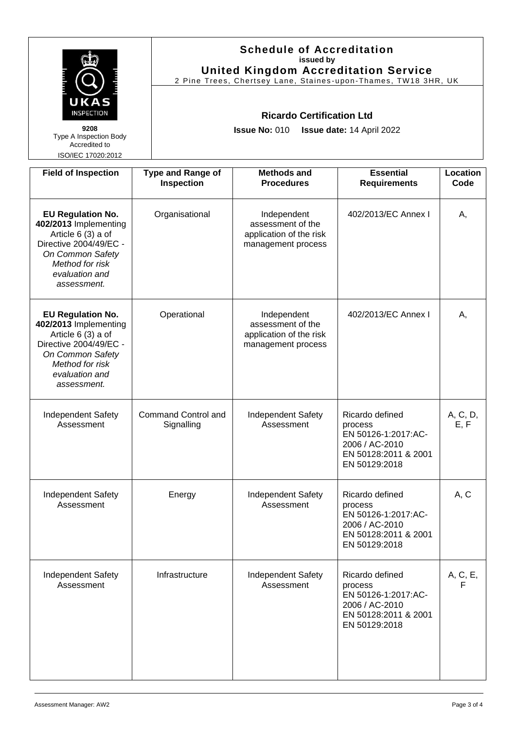**Schedule of Accreditation**
**issued by**
**United Kingdom Accreditation Service**
2 Pine Trees, Chertsey Lane, Staines-upon-Thames, TW18 3HR, UK

**9208**
Type A Inspection Body
Accredited to
ISO/IEC 17020:2012

**Ricardo Certification Ltd**

**Issue No:** 010 **Issue date:** 14 April 2022

| Field of Inspection | Type and Range of Inspection | Methods and Procedures | Essential Requirements | Location Code |
|---|---|---|---|---|
| **EU Regulation No. 402/2013** Implementing Article 6 (3) a of Directive 2004/49/EC - *On Common Safety Method for risk evaluation and assessment.* | Organisational | Independent assessment of the application of the risk management process | 402/2013/EC Annex I | A, |
| **EU Regulation No. 402/2013** Implementing Article 6 (3) a of Directive 2004/49/EC - *On Common Safety Method for risk evaluation and assessment.* | Operational | Independent assessment of the application of the risk management process | 402/2013/EC Annex I | A, |
| Independent Safety Assessment | Command Control and Signalling | Independent Safety Assessment | Ricardo defined process<br>EN 50126-1:2017:AC-2006 / AC-2010<br>EN 50128:2011 & 2001<br>EN 50129:2018 | A, C, D, E, F |
| Independent Safety Assessment | Energy | Independent Safety Assessment | Ricardo defined process<br>EN 50126-1:2017:AC-2006 / AC-2010<br>EN 50128:2011 & 2001<br>EN 50129:2018 | A, C |
| Independent Safety Assessment | Infrastructure | Independent Safety Assessment | Ricardo defined process<br>EN 50126-1:2017:AC-2006 / AC-2010<br>EN 50128:2011 & 2001<br>EN 50129:2018 | A, C, E, F |

Assessment Manager: AW2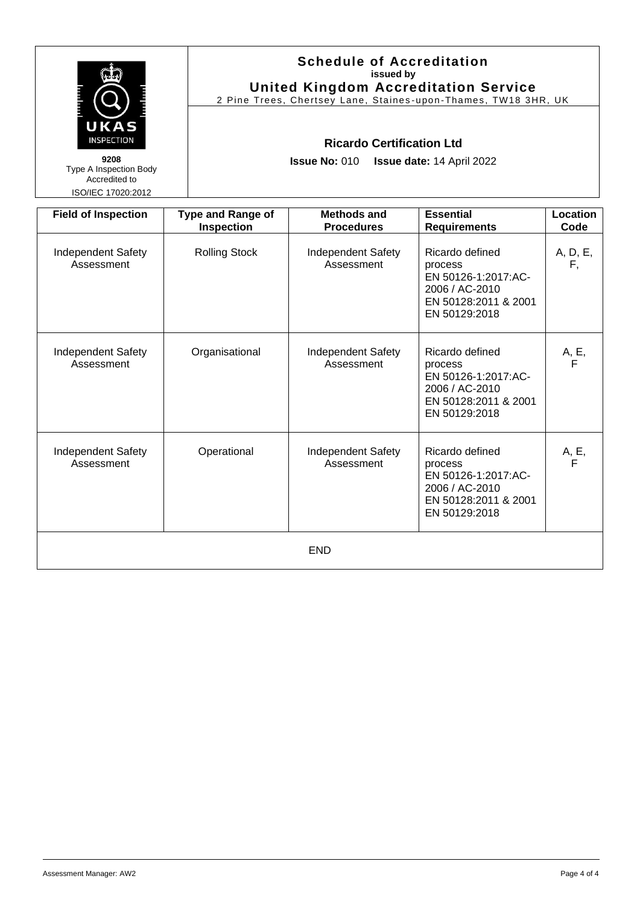**Schedule of Accreditation**
**issued by**
**United Kingdom Accreditation Service**
2 Pine Trees, Chertsey Lane, Staines-upon-Thames, TW18 3HR, UK

UKAS INSPECTION

**9208**
Type A Inspection Body
Accredited to
ISO/IEC 17020:2012

**Ricardo Certification Ltd**

**Issue No:** 010 **Issue date:** 14 April 2022

| Field of Inspection | Type and Range of Inspection | Methods and Procedures | Essential Requirements | Location Code |
|---|---|---|---|---|
| Independent Safety Assessment | Rolling Stock | Independent Safety Assessment | Ricardo defined process<br>EN 50126-1:2017:AC-2006 / AC-2010<br>EN 50128:2011 & 2001<br>EN 50129:2018 | A, D, E, F, |
| Independent Safety Assessment | Organisational | Independent Safety Assessment | Ricardo defined process<br>EN 50126-1:2017:AC-2006 / AC-2010<br>EN 50128:2011 & 2001<br>EN 50129:2018 | A, E, F |
| Independent Safety Assessment | Operational | Independent Safety Assessment | Ricardo defined process<br>EN 50126-1:2017:AC-2006 / AC-2010<br>EN 50128:2011 & 2001<br>EN 50129:2018 | A, E, F |

END

Assessment Manager: AW2